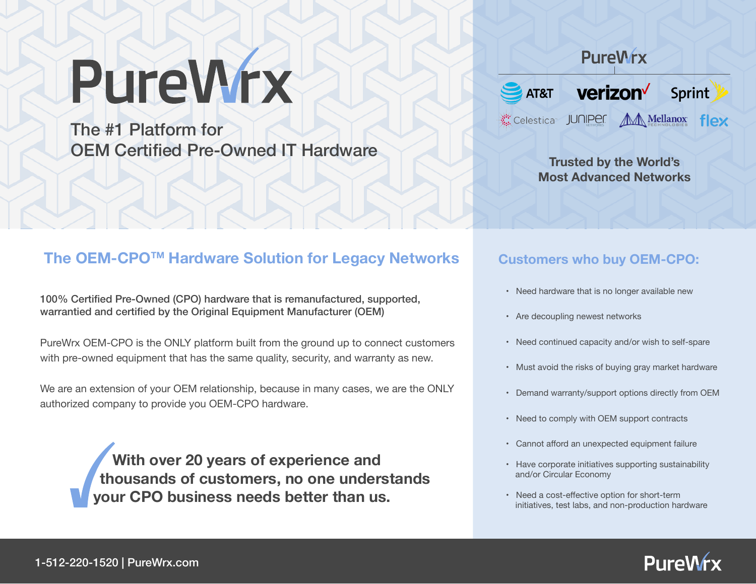# PureWrx

The #1 Platform for
OEM Certified Pre-Owned IT Hardware

PureWrx

AT&T | verizon | Sprint | Celestica | Juniper Networks | Mellanox Technologies | flex

**Trusted by the World's Most Advanced Networks**

## The OEM-CPO™ Hardware Solution for Legacy Networks

100% Certified Pre-Owned (CPO) hardware that is remanufactured, supported, warrantied and certified by the Original Equipment Manufacturer (OEM)

PureWrx OEM-CPO is the ONLY platform built from the ground up to connect customers with pre-owned equipment that has the same quality, security, and warranty as new.

We are an extension of your OEM relationship, because in many cases, we are the ONLY authorized company to provide you OEM-CPO hardware.

**With over 20 years of experience and thousands of customers, no one understands your CPO business needs better than us.**

## Customers who buy OEM-CPO:

- Need hardware that is no longer available new
- Are decoupling newest networks
- Need continued capacity and/or wish to self-spare
- Must avoid the risks of buying gray market hardware
- Demand warranty/support options directly from OEM
- Need to comply with OEM support contracts
- Cannot afford an unexpected equipment failure
- Have corporate initiatives supporting sustainability and/or Circular Economy
- Need a cost-effective option for short-term initiatives, test labs, and non-production hardware

1-512-220-1520 | PureWrx.com

PureWrx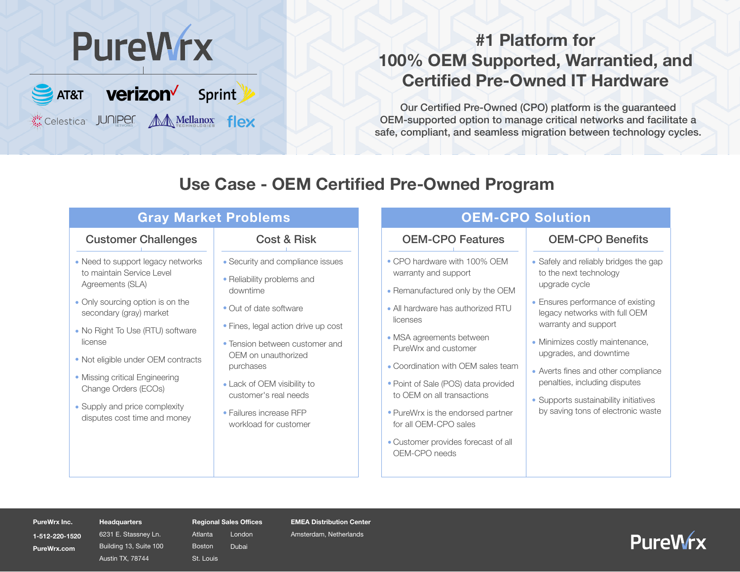# PureWrx

AT&T · verizon · Sprint · Celestica · Juniper Networks · Mellanox Technologies · flex

## #1 Platform for 100% OEM Supported, Warrantied, and Certified Pre-Owned IT Hardware

Our Certified Pre-Owned (CPO) platform is the guaranteed OEM-supported option to manage critical networks and facilitate a safe, compliant, and seamless migration between technology cycles.

## Use Case - OEM Certified Pre-Owned Program

### Gray Market Problems

#### Customer Challenges

- Need to support legacy networks to maintain Service Level Agreements (SLA)
- Only sourcing option is on the secondary (gray) market
- No Right To Use (RTU) software license
- Not eligible under OEM contracts
- Missing critical Engineering Change Orders (ECOs)
- Supply and price complexity disputes cost time and money

#### Cost & Risk

- Security and compliance issues
- Reliability problems and downtime
- Out of date software
- Fines, legal action drive up cost
- Tension between customer and OEM on unauthorized purchases
- Lack of OEM visibility to customer's real needs
- Failures increase RFP workload for customer

### OEM-CPO Solution

#### OEM-CPO Features

- CPO hardware with 100% OEM warranty and support
- Remanufactured only by the OEM
- All hardware has authorized RTU licenses
- MSA agreements between PureWrx and customer
- Coordination with OEM sales team
- Point of Sale (POS) data provided to OEM on all transactions
- PureWrx is the endorsed partner for all OEM-CPO sales
- Customer provides forecast of all OEM-CPO needs

#### OEM-CPO Benefits

- Safely and reliably bridges the gap to the next technology upgrade cycle
- Ensures performance of existing legacy networks with full OEM warranty and support
- Minimizes costly maintenance, upgrades, and downtime
- Averts fines and other compliance penalties, including disputes
- Supports sustainability initiatives by saving tons of electronic waste

**PureWrx Inc.**
1-512-220-1520
PureWrx.com

**Headquarters**
6231 E. Stassney Ln.
Building 13, Suite 100
Austin TX, 78744

**Regional Sales Offices**
Atlanta, London, Boston, Dubai, St. Louis

**EMEA Distribution Center**
Amsterdam, Netherlands

PureWrx